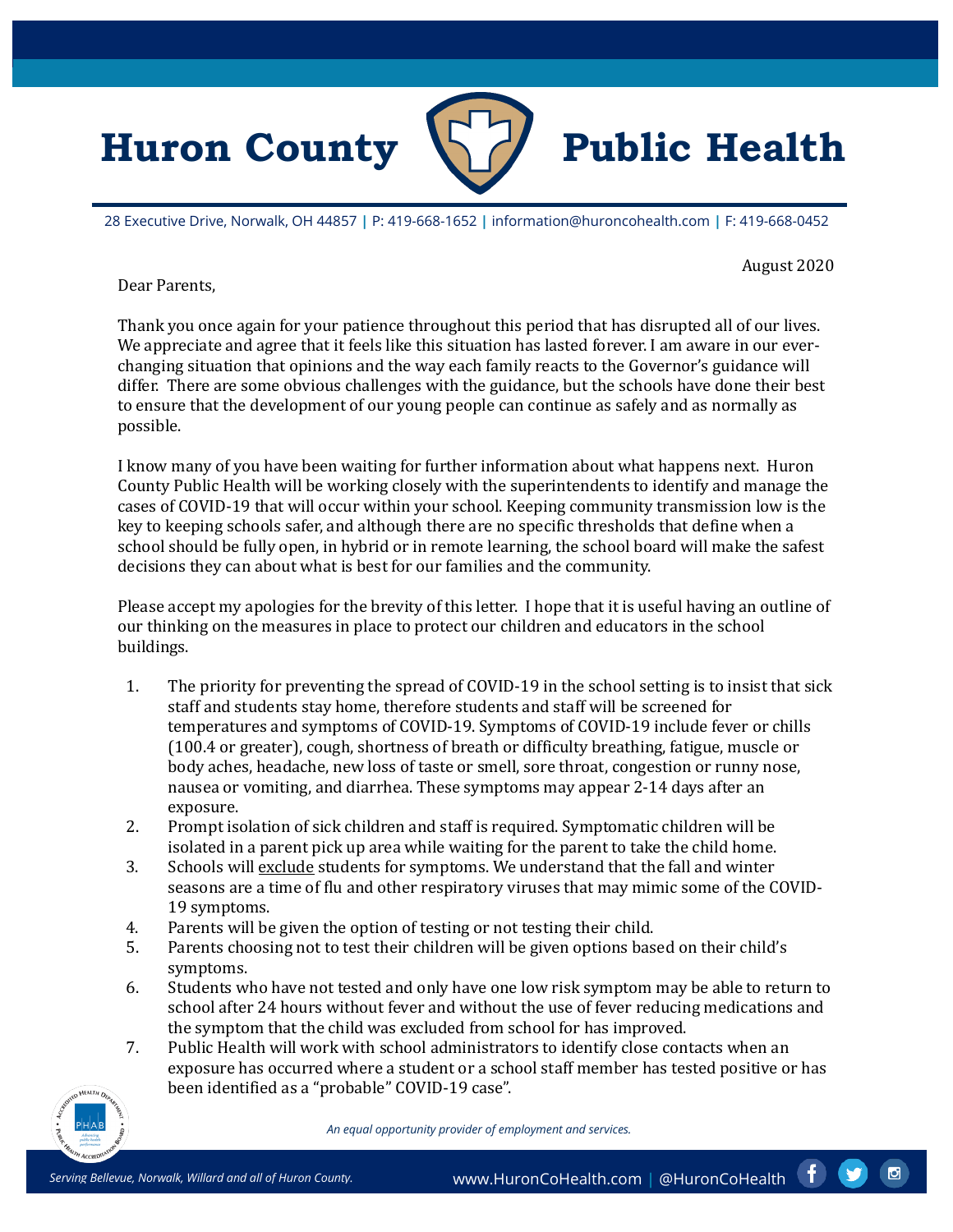# Huron County Public Health

28 Executive Drive, Norwalk, OH 44857 | P: 419-668-1652 | information@huroncohealth.com | F: 419-668-0452

August 2020

Dear Parents,

Thank you once again for your patience throughout this period that has disrupted all of our lives. We appreciate and agree that it feels like this situation has lasted forever. I am aware in our ever-changing situation that opinions and the way each family reacts to the Governor's guidance will differ. There are some obvious challenges with the guidance, but the schools have done their best to ensure that the development of our young people can continue as safely and as normally as possible.

I know many of you have been waiting for further information about what happens next. Huron County Public Health will be working closely with the superintendents to identify and manage the cases of COVID-19 that will occur within your school. Keeping community transmission low is the key to keeping schools safer, and although there are no specific thresholds that define when a school should be fully open, in hybrid or in remote learning, the school board will make the safest decisions they can about what is best for our families and the community.

Please accept my apologies for the brevity of this letter. I hope that it is useful having an outline of our thinking on the measures in place to protect our children and educators in the school buildings.

1. The priority for preventing the spread of COVID-19 in the school setting is to insist that sick staff and students stay home, therefore students and staff will be screened for temperatures and symptoms of COVID-19. Symptoms of COVID-19 include fever or chills (100.4 or greater), cough, shortness of breath or difficulty breathing, fatigue, muscle or body aches, headache, new loss of taste or smell, sore throat, congestion or runny nose, nausea or vomiting, and diarrhea. These symptoms may appear 2-14 days after an exposure.
2. Prompt isolation of sick children and staff is required. Symptomatic children will be isolated in a parent pick up area while waiting for the parent to take the child home.
3. Schools will <u>exclude</u> students for symptoms. We understand that the fall and winter seasons are a time of flu and other respiratory viruses that may mimic some of the COVID-19 symptoms.
4. Parents will be given the option of testing or not testing their child.
5. Parents choosing not to test their children will be given options based on their child's symptoms.
6. Students who have not tested and only have one low risk symptom may be able to return to school after 24 hours without fever and without the use of fever reducing medications and the symptom that the child was excluded from school for has improved.
7. Public Health will work with school administrators to identify close contacts when an exposure has occurred where a student or a school staff member has tested positive or has been identified as a "probable" COVID-19 case".

*An equal opportunity provider of employment and services.*

*Serving Bellevue, Norwalk, Willard and all of Huron County.* www.HuronCoHealth.com | @HuronCoHealth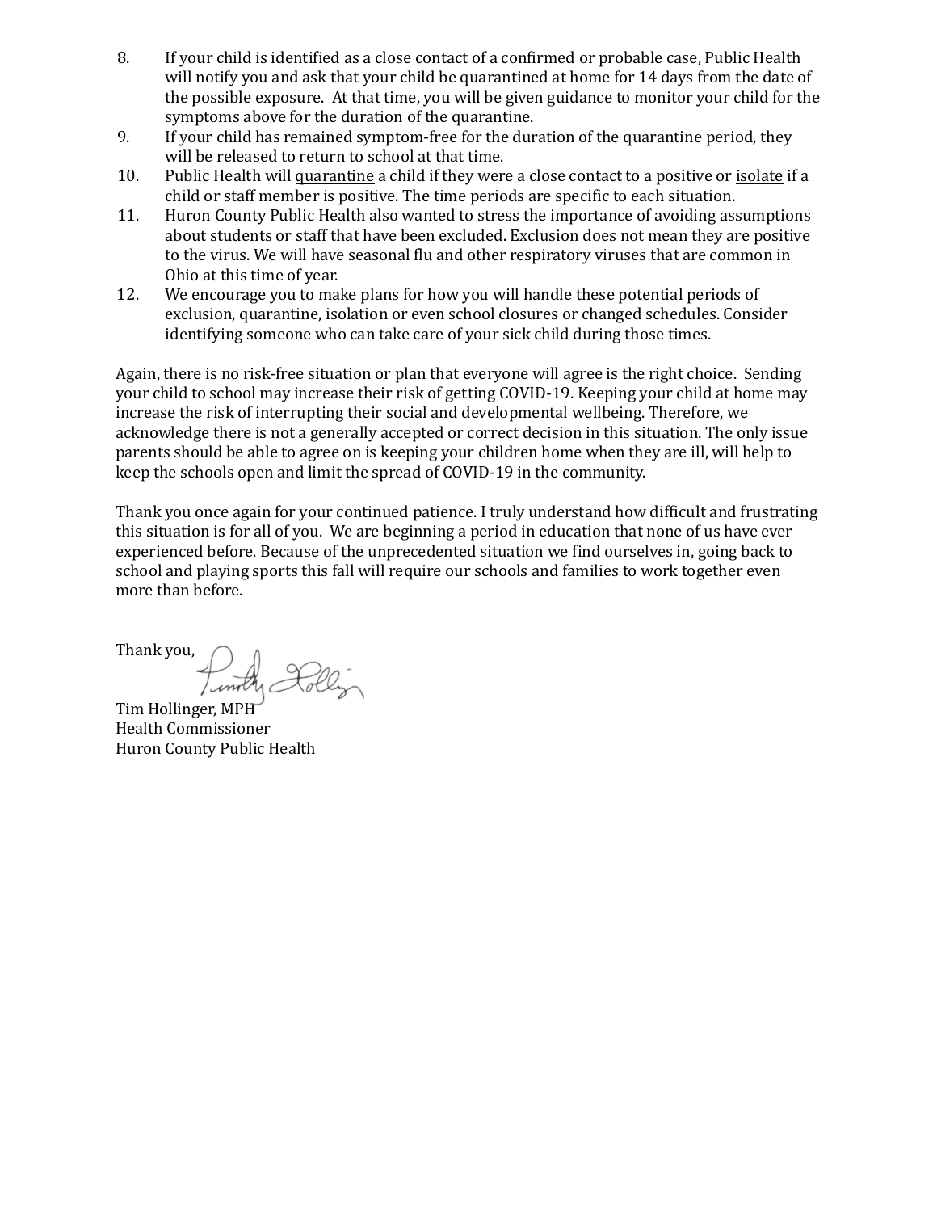8. If your child is identified as a close contact of a confirmed or probable case, Public Health will notify you and ask that your child be quarantined at home for 14 days from the date of the possible exposure. At that time, you will be given guidance to monitor your child for the symptoms above for the duration of the quarantine.
9. If your child has remained symptom-free for the duration of the quarantine period, they will be released to return to school at that time.
10. Public Health will <u>quarantine</u> a child if they were a close contact to a positive or <u>isolate</u> if a child or staff member is positive. The time periods are specific to each situation.
11. Huron County Public Health also wanted to stress the importance of avoiding assumptions about students or staff that have been excluded. Exclusion does not mean they are positive to the virus. We will have seasonal flu and other respiratory viruses that are common in Ohio at this time of year.
12. We encourage you to make plans for how you will handle these potential periods of exclusion, quarantine, isolation or even school closures or changed schedules. Consider identifying someone who can take care of your sick child during those times.

Again, there is no risk-free situation or plan that everyone will agree is the right choice. Sending your child to school may increase their risk of getting COVID-19. Keeping your child at home may increase the risk of interrupting their social and developmental wellbeing. Therefore, we acknowledge there is not a generally accepted or correct decision in this situation. The only issue parents should be able to agree on is keeping your children home when they are ill, will help to keep the schools open and limit the spread of COVID-19 in the community.

Thank you once again for your continued patience. I truly understand how difficult and frustrating this situation is for all of you. We are beginning a period in education that none of us have ever experienced before. Because of the unprecedented situation we find ourselves in, going back to school and playing sports this fall will require our schools and families to work together even more than before.

Thank you,

Tim Hollinger, MPH
Health Commissioner
Huron County Public Health